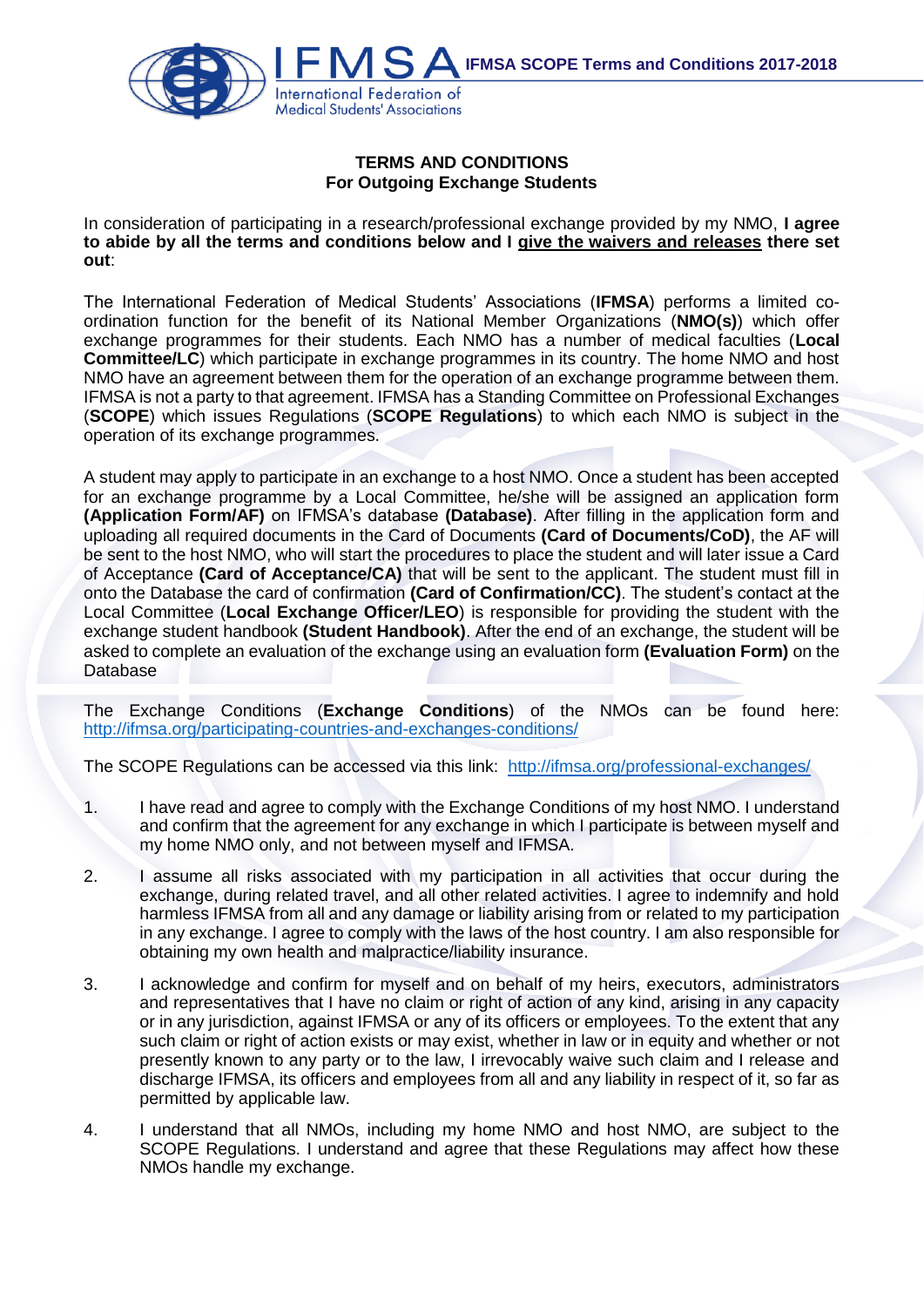## TERMS AND CONDITIONS
## For Outgoing Exchange Students

In consideration of participating in a research/professional exchange provided by my NMO, **I agree to abide by all the terms and conditions below and I give the waivers and releases there set out**:

The International Federation of Medical Students' Associations (**IFMSA**) performs a limited co-ordination function for the benefit of its National Member Organizations (**NMO(s)**) which offer exchange programmes for their students. Each NMO has a number of medical faculties (**Local Committee/LC**) which participate in exchange programmes in its country. The home NMO and host NMO have an agreement between them for the operation of an exchange programme between them. IFMSA is not a party to that agreement. IFMSA has a Standing Committee on Professional Exchanges (**SCOPE**) which issues Regulations (**SCOPE Regulations**) to which each NMO is subject in the operation of its exchange programmes.

A student may apply to participate in an exchange to a host NMO. Once a student has been accepted for an exchange programme by a Local Committee, he/she will be assigned an application form **(Application Form/AF)** on IFMSA's database **(Database)**. After filling in the application form and uploading all required documents in the Card of Documents **(Card of Documents/CoD)**, the AF will be sent to the host NMO, who will start the procedures to place the student and will later issue a Card of Acceptance **(Card of Acceptance/CA)** that will be sent to the applicant. The student must fill in onto the Database the card of confirmation **(Card of Confirmation/CC)**. The student's contact at the Local Committee (**Local Exchange Officer/LEO**) is responsible for providing the student with the exchange student handbook **(Student Handbook)**. After the end of an exchange, the student will be asked to complete an evaluation of the exchange using an evaluation form **(Evaluation Form)** on the Database

The Exchange Conditions (**Exchange Conditions**) of the NMOs can be found here: http://ifmsa.org/participating-countries-and-exchanges-conditions/

The SCOPE Regulations can be accessed via this link: http://ifmsa.org/professional-exchanges/

1. I have read and agree to comply with the Exchange Conditions of my host NMO. I understand and confirm that the agreement for any exchange in which I participate is between myself and my home NMO only, and not between myself and IFMSA.

2. I assume all risks associated with my participation in all activities that occur during the exchange, during related travel, and all other related activities. I agree to indemnify and hold harmless IFMSA from all and any damage or liability arising from or related to my participation in any exchange. I agree to comply with the laws of the host country. I am also responsible for obtaining my own health and malpractice/liability insurance.

3. I acknowledge and confirm for myself and on behalf of my heirs, executors, administrators and representatives that I have no claim or right of action of any kind, arising in any capacity or in any jurisdiction, against IFMSA or any of its officers or employees. To the extent that any such claim or right of action exists or may exist, whether in law or in equity and whether or not presently known to any party or to the law, I irrevocably waive such claim and I release and discharge IFMSA, its officers and employees from all and any liability in respect of it, so far as permitted by applicable law.

4. I understand that all NMOs, including my home NMO and host NMO, are subject to the SCOPE Regulations. I understand and agree that these Regulations may affect how these NMOs handle my exchange.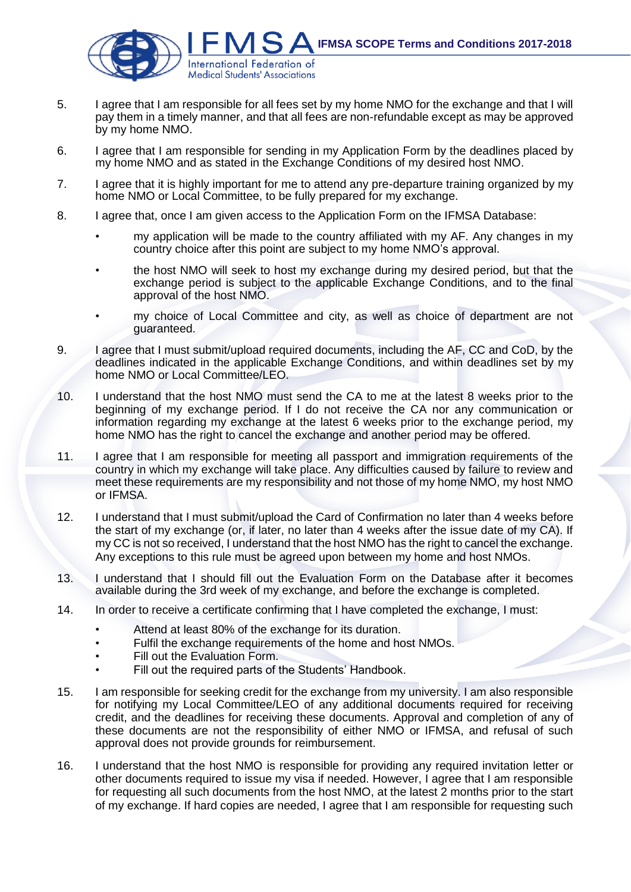5. I agree that I am responsible for all fees set by my home NMO for the exchange and that I will pay them in a timely manner, and that all fees are non-refundable except as may be approved by my home NMO.

6. I agree that I am responsible for sending in my Application Form by the deadlines placed by my home NMO and as stated in the Exchange Conditions of my desired host NMO.

7. I agree that it is highly important for me to attend any pre-departure training organized by my home NMO or Local Committee, to be fully prepared for my exchange.

8. I agree that, once I am given access to the Application Form on the IFMSA Database:
   - my application will be made to the country affiliated with my AF. Any changes in my country choice after this point are subject to my home NMO's approval.
   - the host NMO will seek to host my exchange during my desired period, but that the exchange period is subject to the applicable Exchange Conditions, and to the final approval of the host NMO.
   - my choice of Local Committee and city, as well as choice of department are not guaranteed.

9. I agree that I must submit/upload required documents, including the AF, CC and CoD, by the deadlines indicated in the applicable Exchange Conditions, and within deadlines set by my home NMO or Local Committee/LEO.

10. I understand that the host NMO must send the CA to me at the latest 8 weeks prior to the beginning of my exchange period. If I do not receive the CA nor any communication or information regarding my exchange at the latest 6 weeks prior to the exchange period, my home NMO has the right to cancel the exchange and another period may be offered.

11. I agree that I am responsible for meeting all passport and immigration requirements of the country in which my exchange will take place. Any difficulties caused by failure to review and meet these requirements are my responsibility and not those of my home NMO, my host NMO or IFMSA.

12. I understand that I must submit/upload the Card of Confirmation no later than 4 weeks before the start of my exchange (or, if later, no later than 4 weeks after the issue date of my CA). If my CC is not so received, I understand that the host NMO has the right to cancel the exchange. Any exceptions to this rule must be agreed upon between my home and host NMOs.

13. I understand that I should fill out the Evaluation Form on the Database after it becomes available during the 3rd week of my exchange, and before the exchange is completed.

14. In order to receive a certificate confirming that I have completed the exchange, I must:
   - Attend at least 80% of the exchange for its duration.
   - Fulfil the exchange requirements of the home and host NMOs.
   - Fill out the Evaluation Form.
   - Fill out the required parts of the Students' Handbook.

15. I am responsible for seeking credit for the exchange from my university. I am also responsible for notifying my Local Committee/LEO of any additional documents required for receiving credit, and the deadlines for receiving these documents. Approval and completion of any of these documents are not the responsibility of either NMO or IFMSA, and refusal of such approval does not provide grounds for reimbursement.

16. I understand that the host NMO is responsible for providing any required invitation letter or other documents required to issue my visa if needed. However, I agree that I am responsible for requesting all such documents from the host NMO, at the latest 2 months prior to the start of my exchange. If hard copies are needed, I agree that I am responsible for requesting such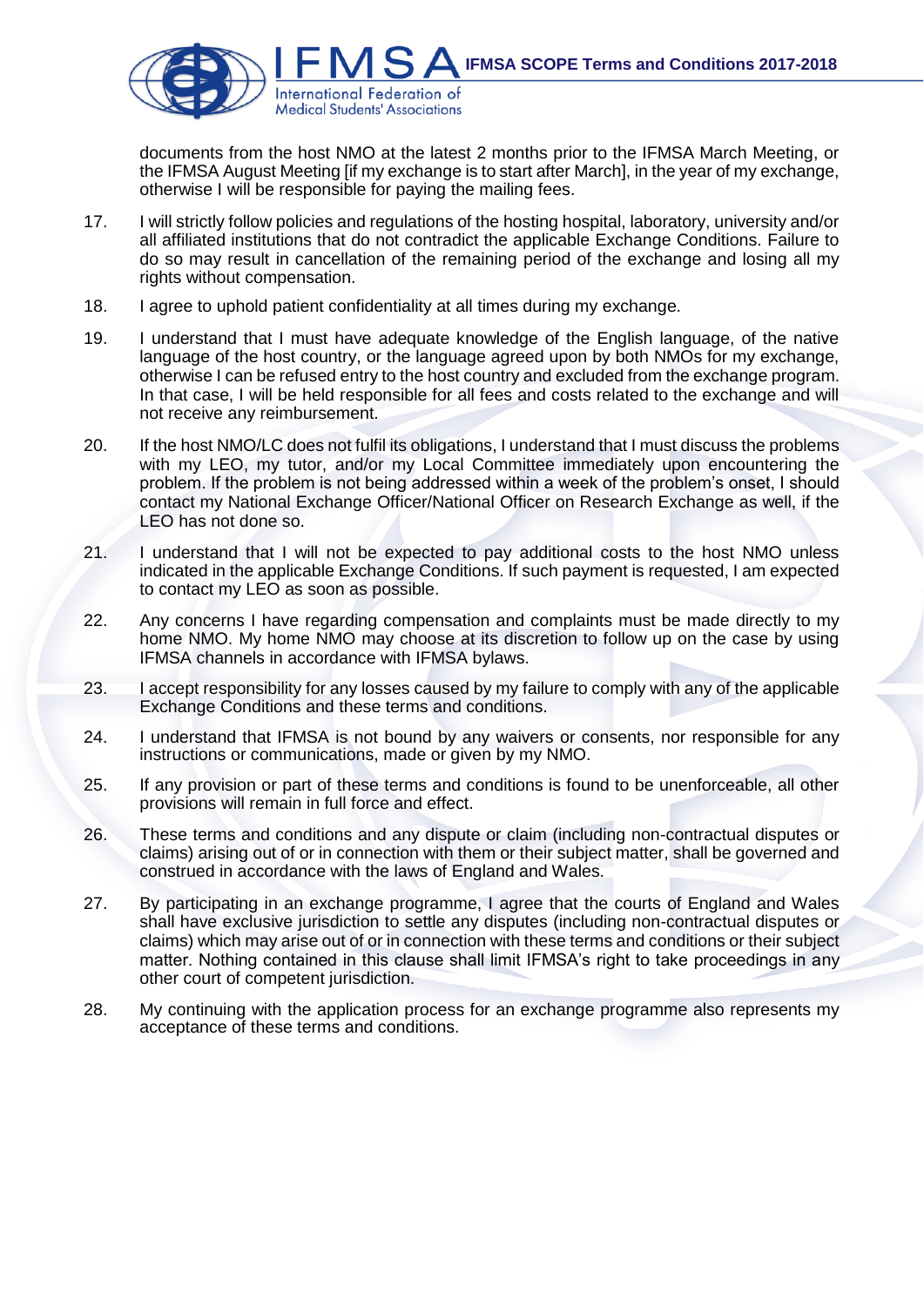documents from the host NMO at the latest 2 months prior to the IFMSA March Meeting, or the IFMSA August Meeting [if my exchange is to start after March], in the year of my exchange, otherwise I will be responsible for paying the mailing fees.

17. I will strictly follow policies and regulations of the hosting hospital, laboratory, university and/or all affiliated institutions that do not contradict the applicable Exchange Conditions. Failure to do so may result in cancellation of the remaining period of the exchange and losing all my rights without compensation.

18. I agree to uphold patient confidentiality at all times during my exchange.

19. I understand that I must have adequate knowledge of the English language, of the native language of the host country, or the language agreed upon by both NMOs for my exchange, otherwise I can be refused entry to the host country and excluded from the exchange program. In that case, I will be held responsible for all fees and costs related to the exchange and will not receive any reimbursement.

20. If the host NMO/LC does not fulfil its obligations, I understand that I must discuss the problems with my LEO, my tutor, and/or my Local Committee immediately upon encountering the problem. If the problem is not being addressed within a week of the problem's onset, I should contact my National Exchange Officer/National Officer on Research Exchange as well, if the LEO has not done so.

21. I understand that I will not be expected to pay additional costs to the host NMO unless indicated in the applicable Exchange Conditions. If such payment is requested, I am expected to contact my LEO as soon as possible.

22. Any concerns I have regarding compensation and complaints must be made directly to my home NMO. My home NMO may choose at its discretion to follow up on the case by using IFMSA channels in accordance with IFMSA bylaws.

23. I accept responsibility for any losses caused by my failure to comply with any of the applicable Exchange Conditions and these terms and conditions.

24. I understand that IFMSA is not bound by any waivers or consents, nor responsible for any instructions or communications, made or given by my NMO.

25. If any provision or part of these terms and conditions is found to be unenforceable, all other provisions will remain in full force and effect.

26. These terms and conditions and any dispute or claim (including non-contractual disputes or claims) arising out of or in connection with them or their subject matter, shall be governed and construed in accordance with the laws of England and Wales.

27. By participating in an exchange programme, I agree that the courts of England and Wales shall have exclusive jurisdiction to settle any disputes (including non-contractual disputes or claims) which may arise out of or in connection with these terms and conditions or their subject matter. Nothing contained in this clause shall limit IFMSA's right to take proceedings in any other court of competent jurisdiction.

28. My continuing with the application process for an exchange programme also represents my acceptance of these terms and conditions.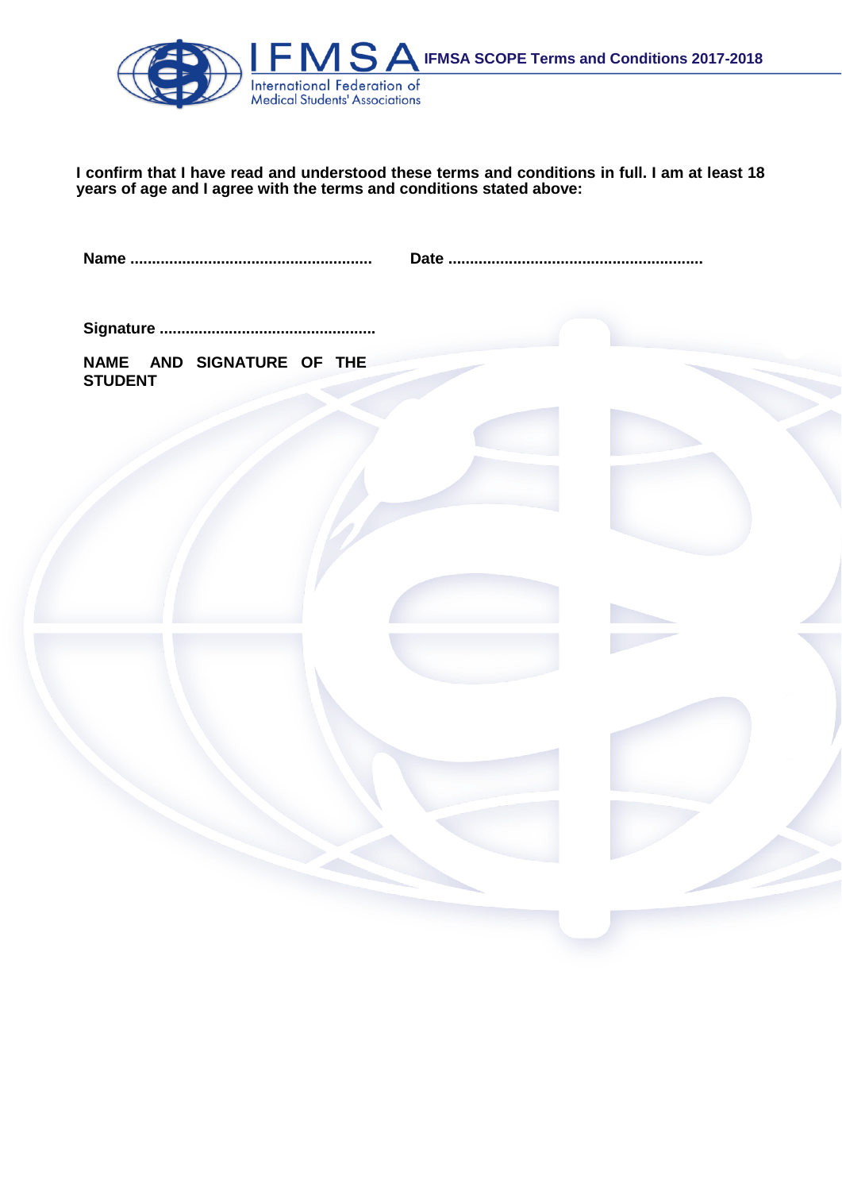**I confirm that I have read and understood these terms and conditions in full. I am at least 18 years of age and I agree with the terms and conditions stated above:**

**Name .......................................................** **Date ..........................................................**

**Signature .................................................**

**NAME AND SIGNATURE OF THE STUDENT**